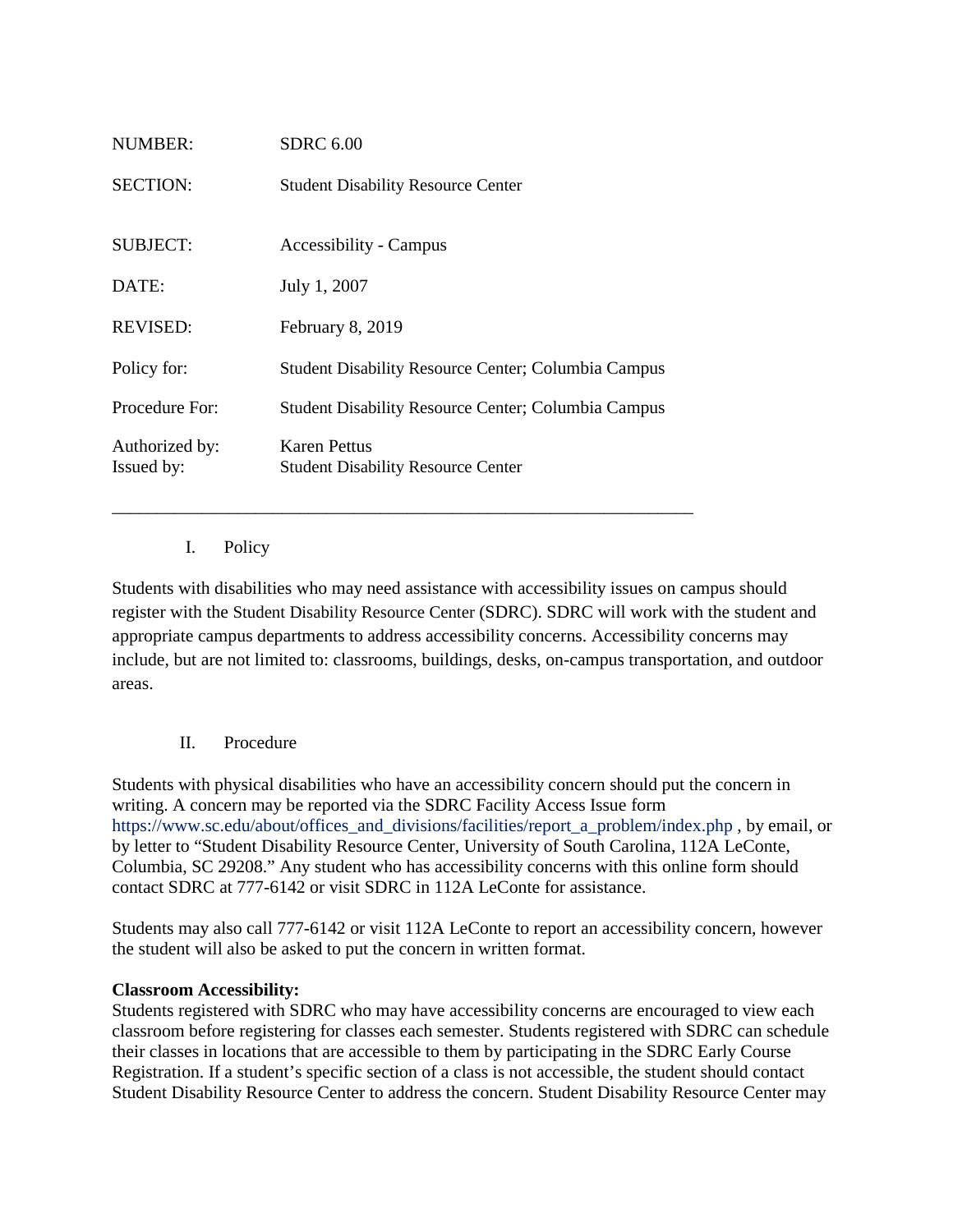| | |
|---|---|
| NUMBER: | SDRC 6.00 |
| SECTION: | Student Disability Resource Center |
| SUBJECT: | Accessibility - Campus |
| DATE: | July 1, 2007 |
| REVISED: | February 8, 2019 |
| Policy for: | Student Disability Resource Center; Columbia Campus |
| Procedure For: | Student Disability Resource Center; Columbia Campus |
| Authorized by: Issued by: | Karen Pettus Student Disability Resource Center |

---

## I. Policy

Students with disabilities who may need assistance with accessibility issues on campus should register with the Student Disability Resource Center (SDRC). SDRC will work with the student and appropriate campus departments to address accessibility concerns. Accessibility concerns may include, but are not limited to: classrooms, buildings, desks, on-campus transportation, and outdoor areas.

## II. Procedure

Students with physical disabilities who have an accessibility concern should put the concern in writing. A concern may be reported via the SDRC Facility Access Issue form https://www.sc.edu/about/offices_and_divisions/facilities/report_a_problem/index.php , by email, or by letter to "Student Disability Resource Center, University of South Carolina, 112A LeConte, Columbia, SC 29208." Any student who has accessibility concerns with this online form should contact SDRC at 777-6142 or visit SDRC in 112A LeConte for assistance.

Students may also call 777-6142 or visit 112A LeConte to report an accessibility concern, however the student will also be asked to put the concern in written format.

**Classroom Accessibility:**
Students registered with SDRC who may have accessibility concerns are encouraged to view each classroom before registering for classes each semester. Students registered with SDRC can schedule their classes in locations that are accessible to them by participating in the SDRC Early Course Registration. If a student's specific section of a class is not accessible, the student should contact Student Disability Resource Center to address the concern. Student Disability Resource Center may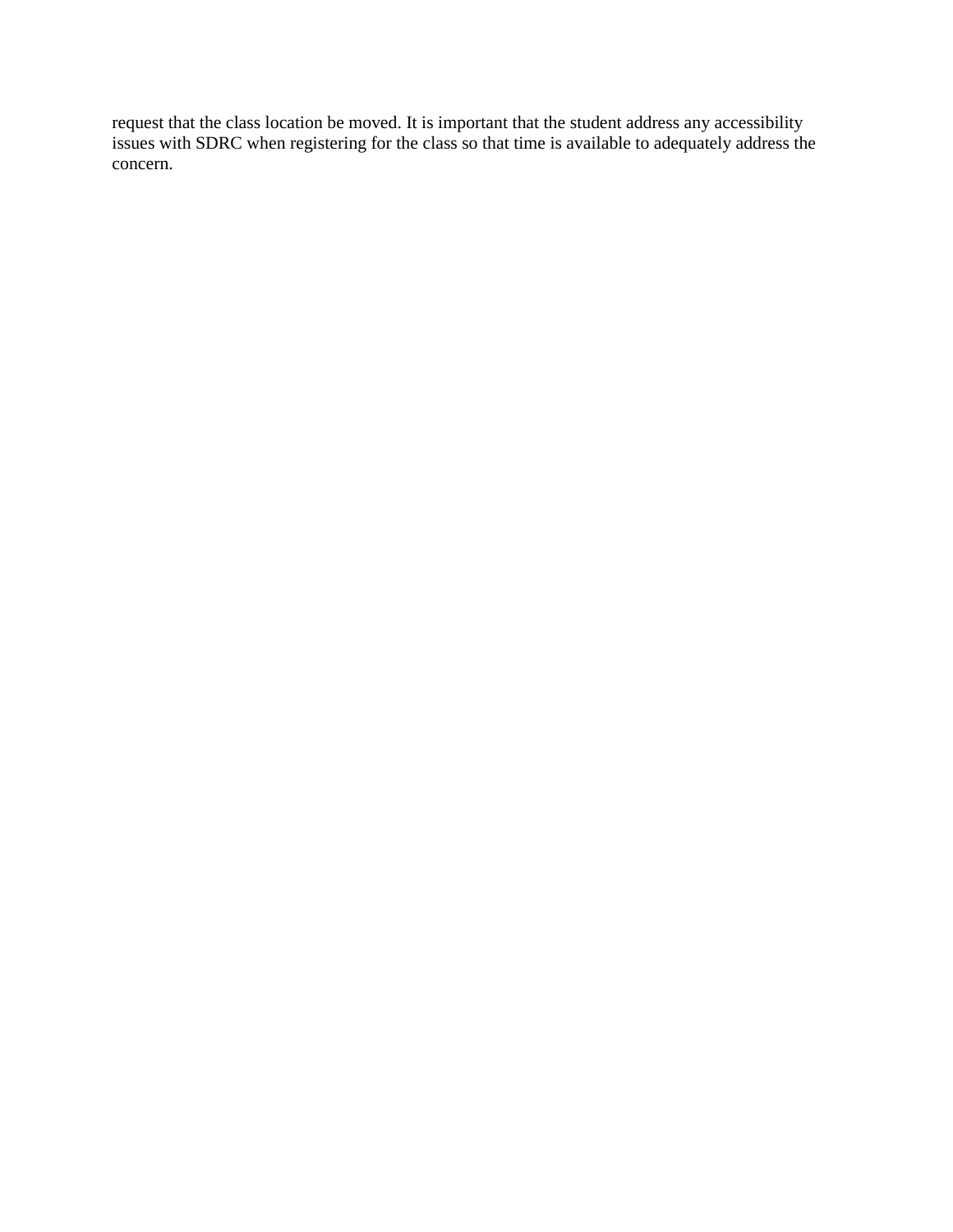request that the class location be moved. It is important that the student address any accessibility issues with SDRC when registering for the class so that time is available to adequately address the concern.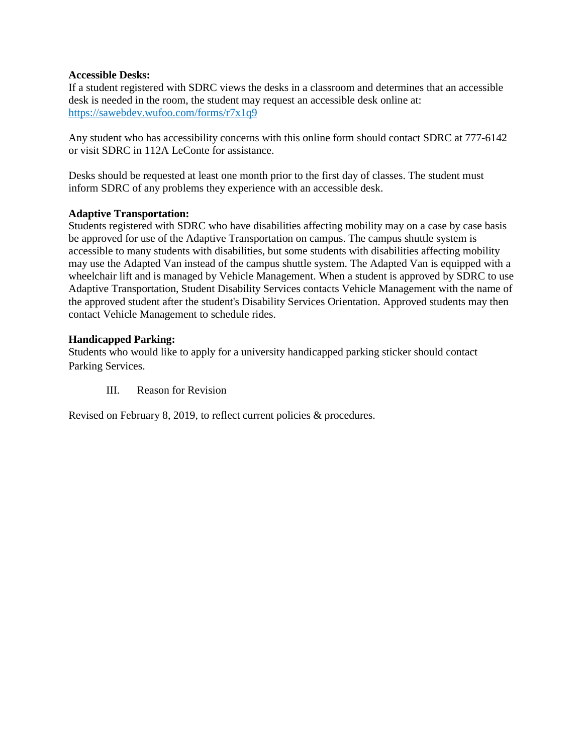**Accessible Desks:**
If a student registered with SDRC views the desks in a classroom and determines that an accessible desk is needed in the room, the student may request an accessible desk online at: [https://sawebdev.wufoo.com/forms/r7x1q9](https://sawebdev.wufoo.com/forms/r7x1q9)

Any student who has accessibility concerns with this online form should contact SDRC at 777-6142 or visit SDRC in 112A LeConte for assistance.

Desks should be requested at least one month prior to the first day of classes. The student must inform SDRC of any problems they experience with an accessible desk.

**Adaptive Transportation:**
Students registered with SDRC who have disabilities affecting mobility may on a case by case basis be approved for use of the Adaptive Transportation on campus. The campus shuttle system is accessible to many students with disabilities, but some students with disabilities affecting mobility may use the Adapted Van instead of the campus shuttle system. The Adapted Van is equipped with a wheelchair lift and is managed by Vehicle Management. When a student is approved by SDRC to use Adaptive Transportation, Student Disability Services contacts Vehicle Management with the name of the approved student after the student's Disability Services Orientation. Approved students may then contact Vehicle Management to schedule rides.

**Handicapped Parking:**
Students who would like to apply for a university handicapped parking sticker should contact Parking Services.

III. Reason for Revision

Revised on February 8, 2019, to reflect current policies & procedures.